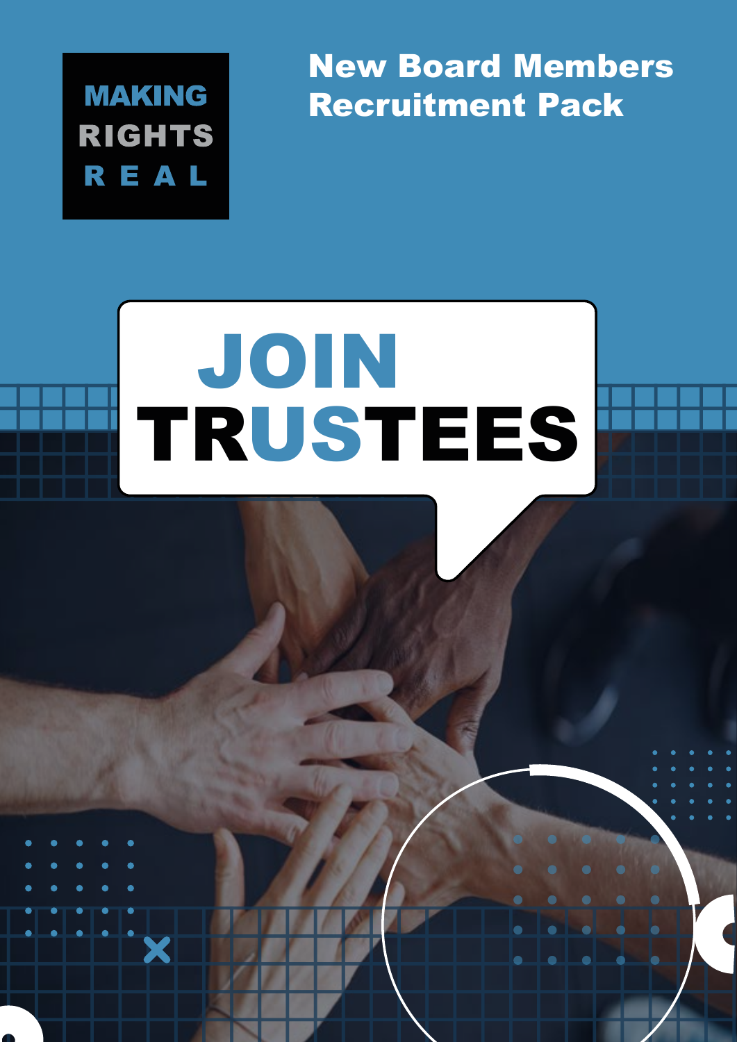MAKING RIGHTS REAL

# New Board Members Recruitment Pack

## JOIN TRUSTEES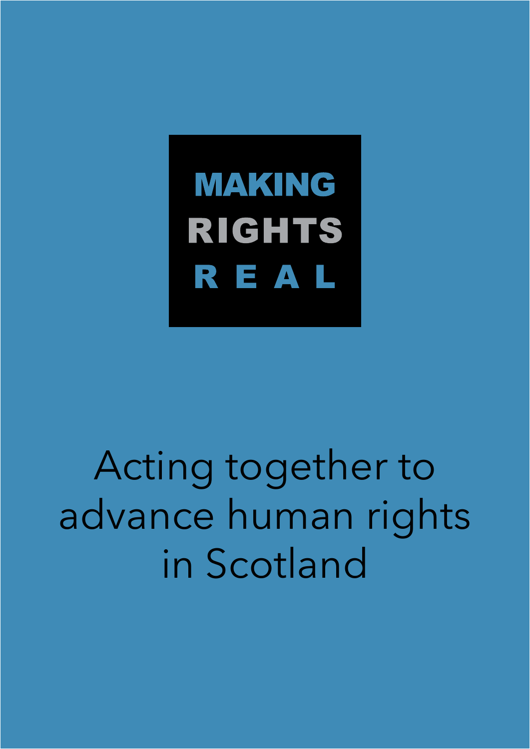# MAKING RIGHTS REAL

## Acting together to advance human rights in Scotland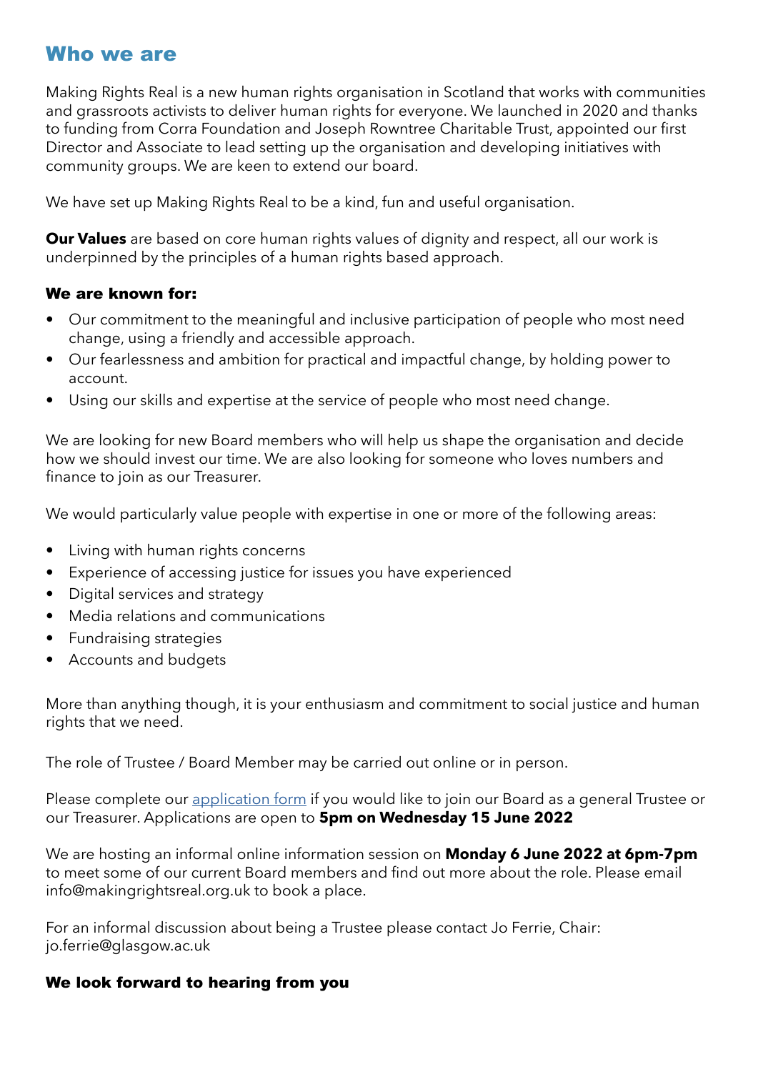## Who we are

Making Rights Real is a new human rights organisation in Scotland that works with communities and grassroots activists to deliver human rights for everyone. We launched in 2020 and thanks to funding from Corra Foundation and Joseph Rowntree Charitable Trust, appointed our first Director and Associate to lead setting up the organisation and developing initiatives with community groups. We are keen to extend our board.

We have set up Making Rights Real to be a kind, fun and useful organisation.

**Our Values** are based on core human rights values of dignity and respect, all our work is underpinned by the principles of a human rights based approach.

### We are known for:

- Our commitment to the meaningful and inclusive participation of people who most need change, using a friendly and accessible approach.
- Our fearlessness and ambition for practical and impactful change, by holding power to account.
- Using our skills and expertise at the service of people who most need change.

We are looking for new Board members who will help us shape the organisation and decide how we should invest our time. We are also looking for someone who loves numbers and finance to join as our Treasurer.

We would particularly value people with expertise in one or more of the following areas:

- Living with human rights concerns
- Experience of accessing justice for issues you have experienced
- Digital services and strategy
- Media relations and communications
- Fundraising strategies
- Accounts and budgets

More than anything though, it is your enthusiasm and commitment to social justice and human rights that we need.

The role of Trustee / Board Member may be carried out online or in person.

Please complete our application form if you would like to join our Board as a general Trustee or our Treasurer. Applications are open to **5pm on Wednesday 15 June 2022**

We are hosting an informal online information session on **Monday 6 June 2022 at 6pm-7pm** to meet some of our current Board members and find out more about the role. Please email info@makingrightsreal.org.uk to book a place.

For an informal discussion about being a Trustee please contact Jo Ferrie, Chair: jo.ferrie@glasgow.ac.uk

### We look forward to hearing from you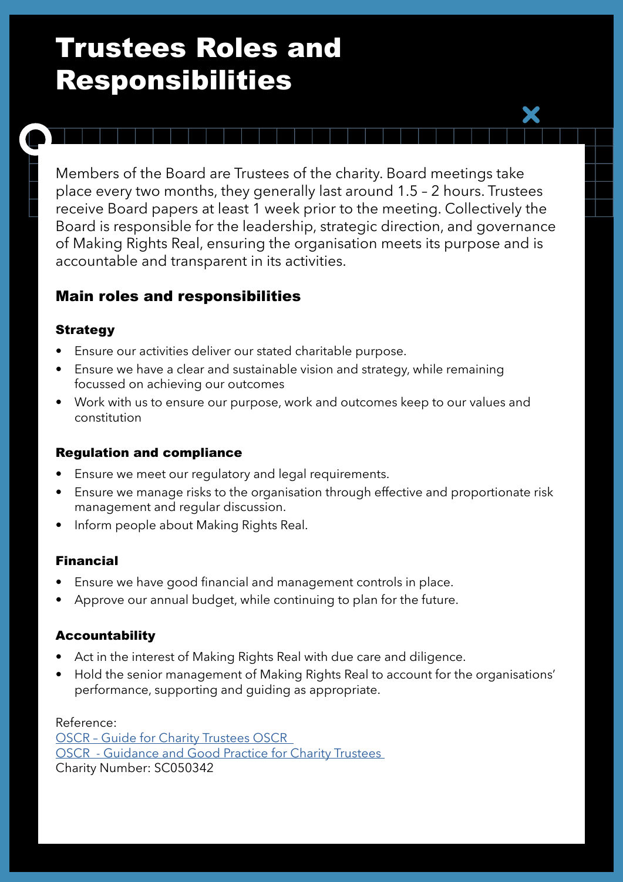# Trustees Roles and Responsibilities

Members of the Board are Trustees of the charity. Board meetings take place every two months, they generally last around 1.5 – 2 hours. Trustees receive Board papers at least 1 week prior to the meeting. Collectively the Board is responsible for the leadership, strategic direction, and governance of Making Rights Real, ensuring the organisation meets its purpose and is accountable and transparent in its activities.

## Main roles and responsibilities

### Strategy

- Ensure our activities deliver our stated charitable purpose.
- Ensure we have a clear and sustainable vision and strategy, while remaining focussed on achieving our outcomes
- Work with us to ensure our purpose, work and outcomes keep to our values and constitution

### Regulation and compliance

- Ensure we meet our regulatory and legal requirements.
- Ensure we manage risks to the organisation through effective and proportionate risk management and regular discussion.
- Inform people about Making Rights Real.

### Financial

- Ensure we have good financial and management controls in place.
- Approve our annual budget, while continuing to plan for the future.

### Accountability

- Act in the interest of Making Rights Real with due care and diligence.
- Hold the senior management of Making Rights Real to account for the organisations' performance, supporting and guiding as appropriate.

Reference:
OSCR – Guide for Charity Trustees OSCR
OSCR - Guidance and Good Practice for Charity Trustees
Charity Number: SC050342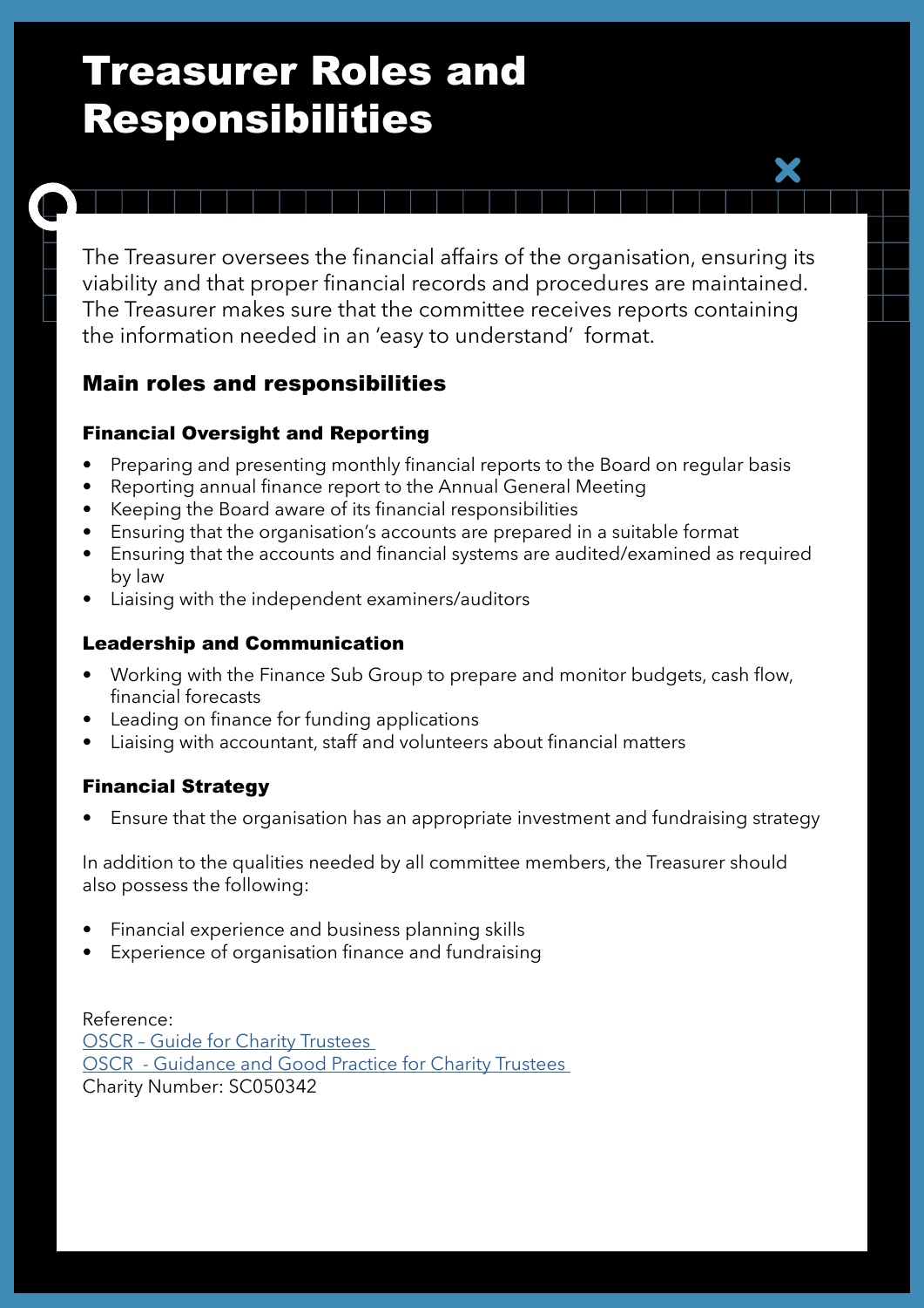# Treasurer Roles and Responsibilities

The Treasurer oversees the financial affairs of the organisation, ensuring its viability and that proper financial records and procedures are maintained. The Treasurer makes sure that the committee receives reports containing the information needed in an 'easy to understand' format.

## Main roles and responsibilities

### Financial Oversight and Reporting

- Preparing and presenting monthly financial reports to the Board on regular basis
- Reporting annual finance report to the Annual General Meeting
- Keeping the Board aware of its financial responsibilities
- Ensuring that the organisation's accounts are prepared in a suitable format
- Ensuring that the accounts and financial systems are audited/examined as required by law
- Liaising with the independent examiners/auditors

### Leadership and Communication

- Working with the Finance Sub Group to prepare and monitor budgets, cash flow, financial forecasts
- Leading on finance for funding applications
- Liaising with accountant, staff and volunteers about financial matters

### Financial Strategy

- Ensure that the organisation has an appropriate investment and fundraising strategy

In addition to the qualities needed by all committee members, the Treasurer should also possess the following:

- Financial experience and business planning skills
- Experience of organisation finance and fundraising

Reference:
OSCR – Guide for Charity Trustees
OSCR - Guidance and Good Practice for Charity Trustees
Charity Number: SC050342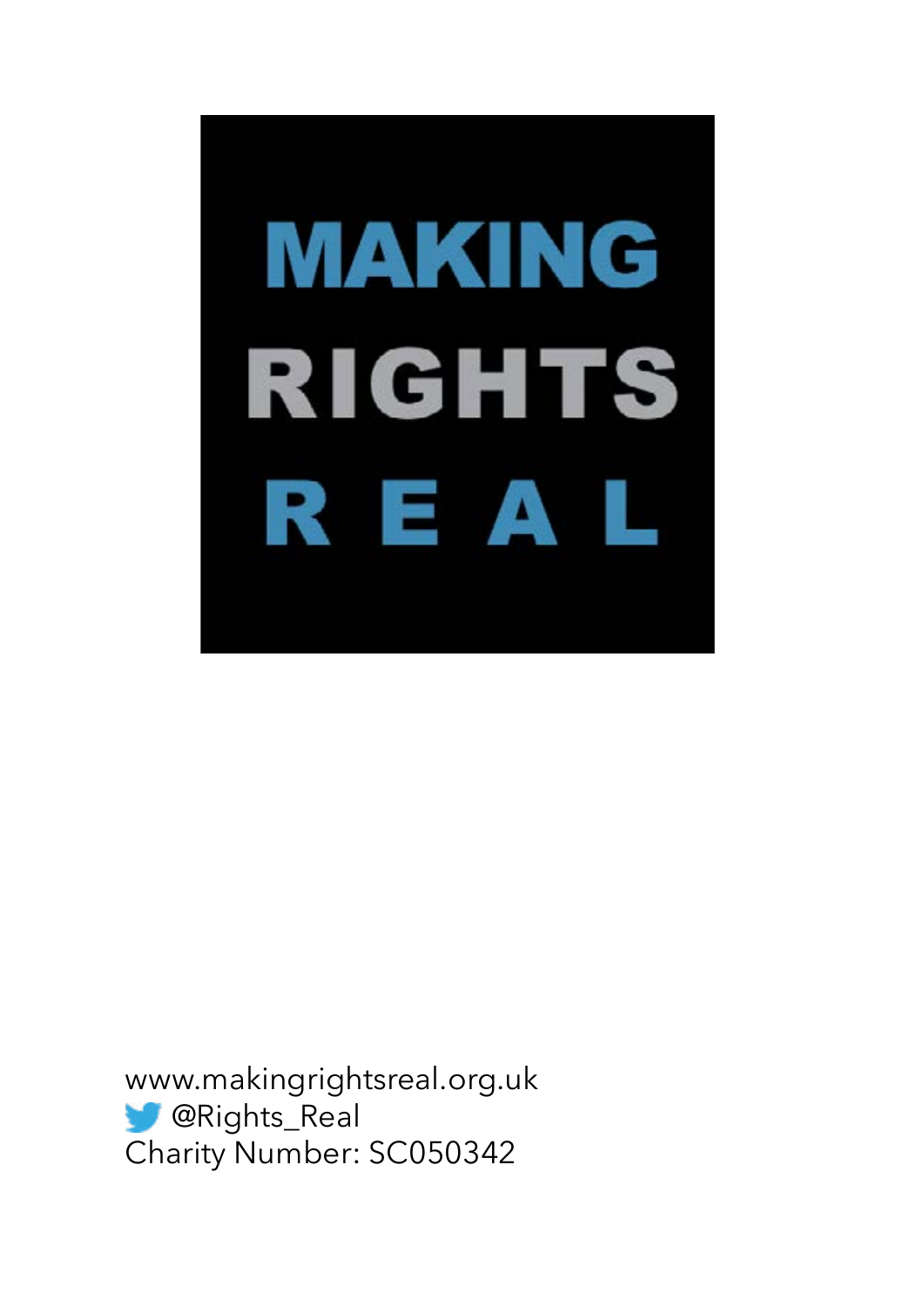MAKING
RIGHTS
REAL

www.makingrightsreal.org.uk
@Rights_Real
Charity Number: SC050342